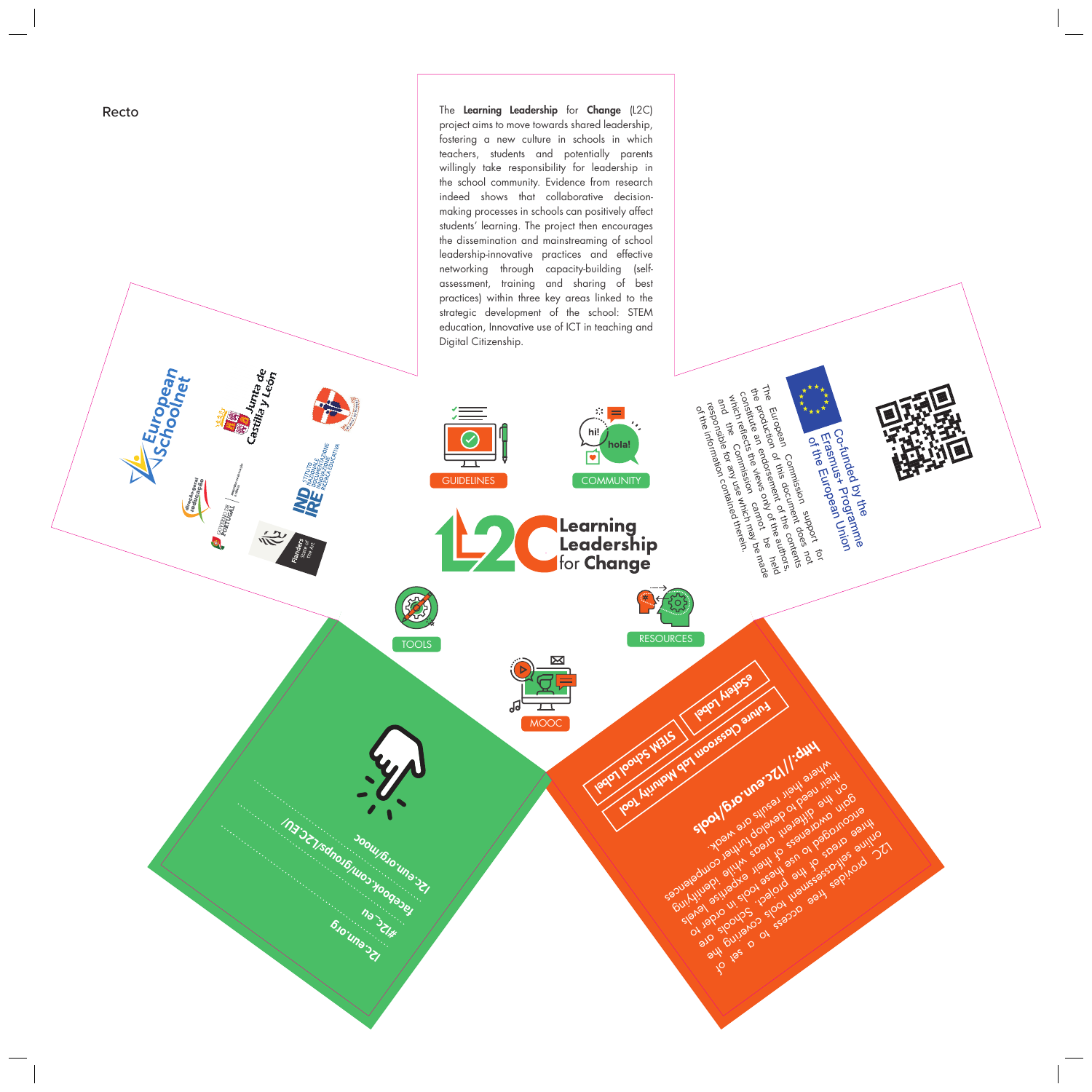Recto

The **Learning Leadership** for **Change** (L2C) project aims to move towards shared leadership, fostering a new culture in schools in which teachers, students and potentially parents willingly take responsibility for leadership in the school community. Evidence from research indeed shows that collaborative decision-making processes in schools can positively affect students' learning. The project then encourages the dissemination and mainstreaming of school leadership-innovative practices and effective networking through capacity-building (self-assessment, training and sharing of best practices) within three key areas linked to the strategic development of the school: STEM education, Innovative use of ICT in teaching and Digital Citizenship.

European Schoolnet

Junta de Castilla y León

Direção-Geral da Educação

Governo de Portugal

INDIRE – Istituto Nazionale Documentazione Innovazione Ricerca Educativa

Flanders State of the Art

Co-funded by the Erasmus+ Programme of the European Union

The European Commission support for the production of this document does not constitute an endorsement of the contents which reflects the views only of the authors, and the Commission cannot be held responsible for any use which may be made of the information contained therein.

GUIDELINES

COMMUNITY

**L2C Learning Leadership for Change**

TOOLS

RESOURCES

MOOC

l2c.eun.org

#l2c_eu

facebook.com/groups/L2C.EU/

l2c.eun.org/mooc

L2C provides free access to a set of online self-assessment tools covering the three areas of the project. Schools are encouraged to use these tools in order to gain awareness of their expertise levels on the different areas while identifying their need to develop further competences where their results are weak.

**http://l2c.eun.org/tools**

*eSafety Label*

*STEM School Label*

*Future Classroom Lab Maturity Tool*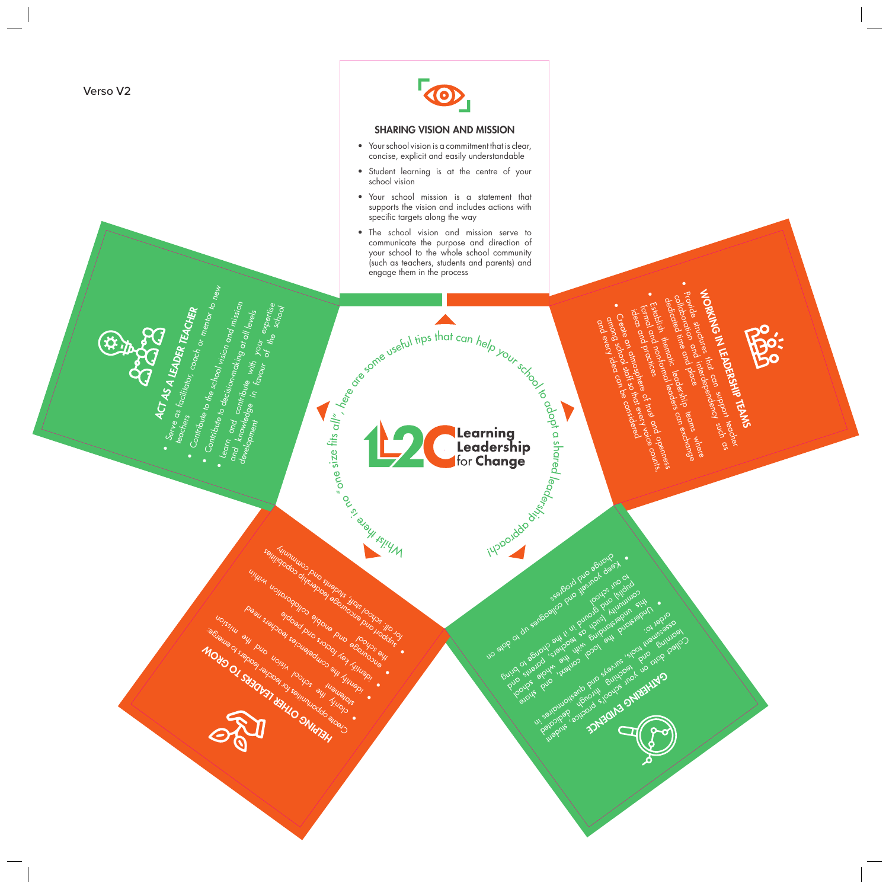Verso V2

## SHARING VISION AND MISSION

- Your school vision is a commitment that is clear, concise, explicit and easily understandable
- Student learning is at the centre of your school vision
- Your school mission is a statement that supports the vision and includes actions with specific targets along the way
- The school vision and mission serve to communicate the purpose and direction of your school to the whole school community (such as teachers, students and parents) and engage them in the process

## WORKING IN LEADERSHIP TEAMS

- Provide structures that can support teacher collaboration and interdependency such as dedicated time and place
- Establish thematic leadership teams where formal and nonformal leaders can exchange ideas and practices
- Create an atmosphere of trust and openness among school staff so that every voice counts, and every idea can be considered

## GATHERING EVIDENCE

- Collect data on your school's practice, student learning and teaching through dedicated assessment tools, surveys and questionnaires in order to:
- Understand the local context, and share this understanding with the whole school community (such as teachers, parents and pupils) and ground in it the change to bring to our school
- Keep yourself and colleagues up to date on change and progress

## HELPING OTHER LEADERS TO GROW

- Create opportunities for teacher leaders to emerge:
- clarify the school vision and the mission statement
- identify the competencies teachers need
- identify key factors and people within the school
- encourage and enable collaboration
- support and encourage leadership capabilities for all: school staff, students and community

## ACT AS A LEADER TEACHER

- Serve as facilitator, coach or mentor to new teachers
- Contribute to the school vision and mission
- Contribute to decision-making at all levels
- Learn and contribute with your expertise and knowledge in favour of the school development

Whilst there is no "one size fits all", here are some useful tips that can help your school to adopt a shared leadership approach!

L2C Learning Leadership for Change